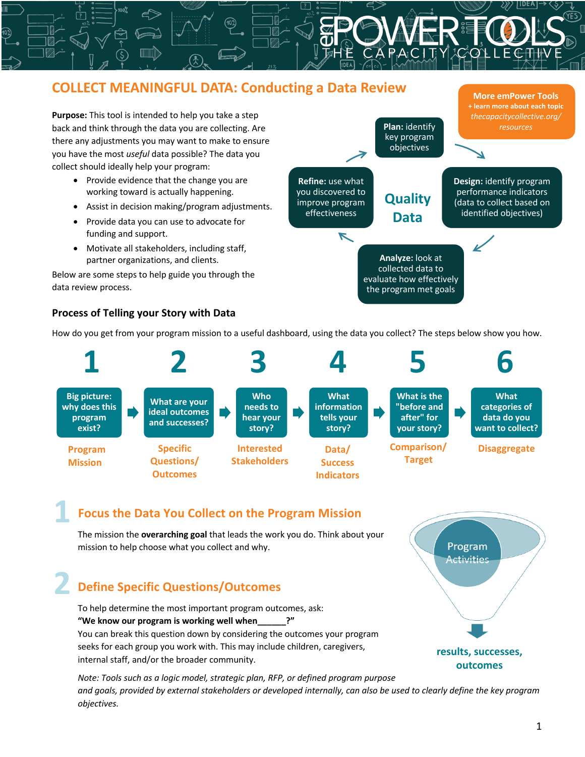# COLLECT MEANINGFUL DATA: Conducting a Data Review

**More emPower Tools**
+ learn more about each topic
*thecapacitycollective.org/resources*

**Purpose:** This tool is intended to help you take a step back and think through the data you are collecting. Are there any adjustments you may want to make to ensure you have the most *useful* data possible? The data you collect should ideally help your program:

- Provide evidence that the change you are working toward is actually happening.
- Assist in decision making/program adjustments.
- Provide data you can use to advocate for funding and support.
- Motivate all stakeholders, including staff, partner organizations, and clients.

Below are some steps to help guide you through the data review process.

**Quality Data**

- **Plan:** identify key program objectives
- **Design:** identify program performance indicators (data to collect based on identified objectives)
- **Analyze:** look at collected data to evaluate how effectively the program met goals
- **Refine:** use what you discovered to improve program effectiveness

## Process of Telling your Story with Data

How do you get from your program mission to a useful dashboard, using the data you collect? The steps below show you how.

1. **Big picture: why does this program exist?** → Program Mission
2. **What are your ideal outcomes and successes?** → Specific Questions/ Outcomes
3. **Who needs to hear your story?** → Interested Stakeholders
4. **What information tells your story?** → Data/ Success Indicators
5. **What is the "before and after" for your story?** → Comparison/ Target
6. **What categories of data do you want to collect?** → Disaggregate

## 1 Focus the Data You Collect on the Program Mission

The mission the **overarching goal** that leads the work you do. Think about your mission to help choose what you collect and why.

Program Activities → results, successes, outcomes

## 2 Define Specific Questions/Outcomes

To help determine the most important program outcomes, ask:
**"We know our program is working well when______?"**
You can break this question down by considering the outcomes your program seeks for each group you work with. This may include children, caregivers, internal staff, and/or the broader community.

*Note: Tools such as a logic model, strategic plan, RFP, or defined program purpose and goals, provided by external stakeholders or developed internally, can also be used to clearly define the key program objectives.*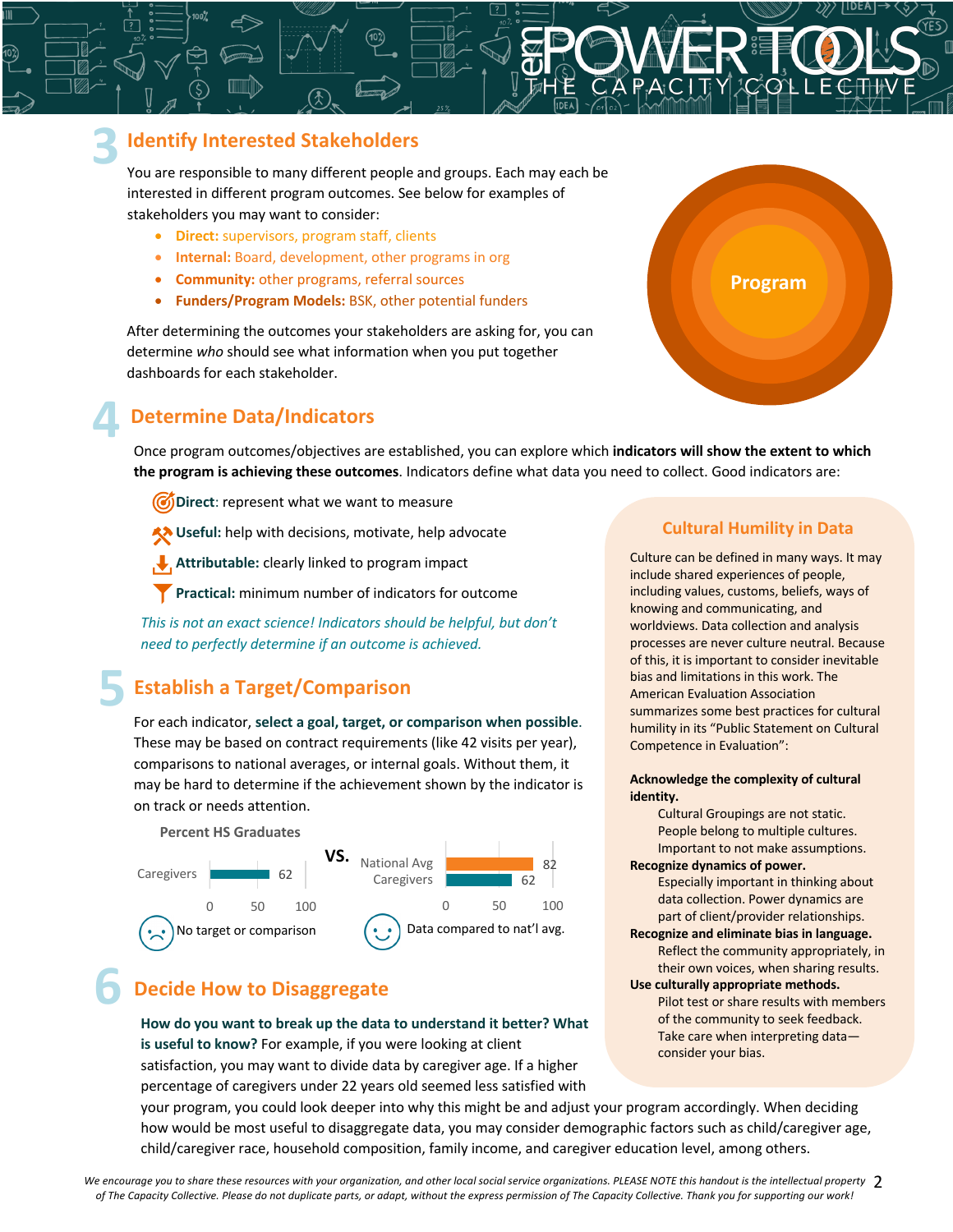# 3 Identify Interested Stakeholders

You are responsible to many different people and groups. Each may be interested in different program outcomes. See below for examples of stakeholders you may want to consider:

- **Direct:** supervisors, program staff, clients
- **Internal:** Board, development, other programs in org
- **Community:** other programs, referral sources
- **Funders/Program Models:** BSK, other potential funders

Program

After determining the outcomes your stakeholders are asking for, you can determine *who* should see what information when you put together dashboards for each stakeholder.

# 4 Determine Data/Indicators

Once program outcomes/objectives are established, you can explore which **indicators will show the extent to which the program is achieving these outcomes**. Indicators define what data you need to collect. Good indicators are:

- **Direct**: represent what we want to measure
- **Useful:** help with decisions, motivate, help advocate
- **Attributable:** clearly linked to program impact
- **Practical:** minimum number of indicators for outcome

*This is not an exact science! Indicators should be helpful, but don't need to perfectly determine if an outcome is achieved.*

# 5 Establish a Target/Comparison

For each indicator, **select a goal, target, or comparison when possible**. These may be based on contract requirements (like 42 visits per year), comparisons to national averages, or internal goals. Without them, it may be hard to determine if the achievement shown by the indicator is on track or needs attention.

Percent HS Graduates

Caregivers 62

0 50 100

No target or comparison

VS.

National Avg 82

Caregivers 62

0 50 100

Data compared to nat'l avg.

# 6 Decide How to Disaggregate

**How do you want to break up the data to understand it better? What is useful to know?** For example, if you were looking at client satisfaction, you may want to divide data by caregiver age. If a higher percentage of caregivers under 22 years old seemed less satisfied with your program, you could look deeper into why this might be and adjust your program accordingly. When deciding how would be most useful to disaggregate data, you may consider demographic factors such as child/caregiver age, child/caregiver race, household composition, family income, and caregiver education level, among others.

## Cultural Humility in Data

Culture can be defined in many ways. It may include shared experiences of people, including values, customs, beliefs, ways of knowing and communicating, and worldviews. Data collection and analysis processes are never culture neutral. Because of this, it is important to consider inevitable bias and limitations in this work. The American Evaluation Association summarizes some best practices for cultural humility in its "Public Statement on Cultural Competence in Evaluation":

**Acknowledge the complexity of cultural identity.**
Cultural Groupings are not static. People belong to multiple cultures. Important to not make assumptions.

**Recognize dynamics of power.**
Especially important in thinking about data collection. Power dynamics are part of client/provider relationships.

**Recognize and eliminate bias in language.**
Reflect the community appropriately, in their own voices, when sharing results.

**Use culturally appropriate methods.**
Pilot test or share results with members of the community to seek feedback. Take care when interpreting data—consider your bias.

*We encourage you to share these resources with your organization, and other local social service organizations. PLEASE NOTE this handout is the intellectual property of The Capacity Collective. Please do not duplicate parts, or adapt, without the express permission of The Capacity Collective. Thank you for supporting our work!*